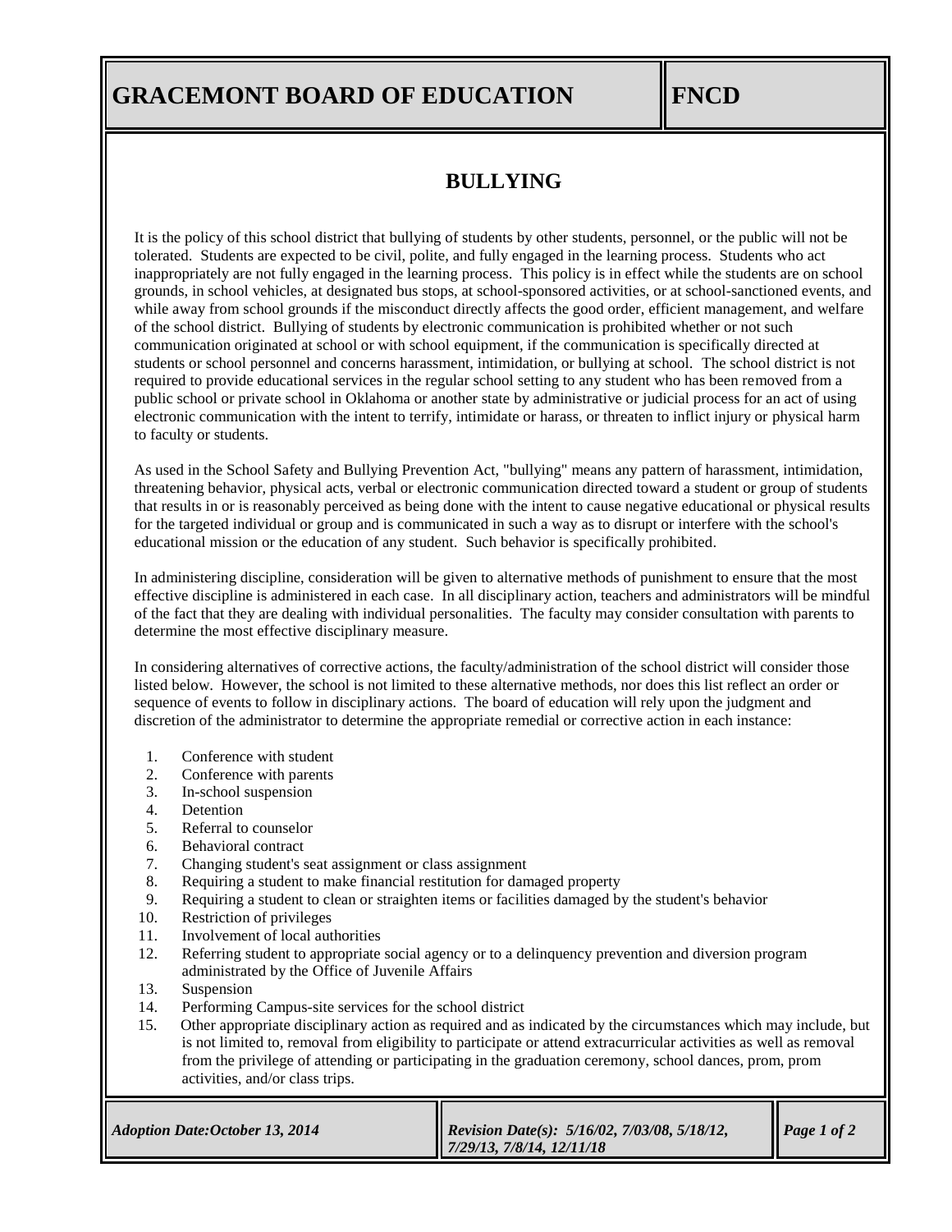# GRACEMONT BOARD OF EDUCATION

**FNCD**

## BULLYING

It is the policy of this school district that bullying of students by other students, personnel, or the public will not be tolerated. Students are expected to be civil, polite, and fully engaged in the learning process. Students who act inappropriately are not fully engaged in the learning process. This policy is in effect while the students are on school grounds, in school vehicles, at designated bus stops, at school-sponsored activities, or at school-sanctioned events, and while away from school grounds if the misconduct directly affects the good order, efficient management, and welfare of the school district. Bullying of students by electronic communication is prohibited whether or not such communication originated at school or with school equipment, if the communication is specifically directed at students or school personnel and concerns harassment, intimidation, or bullying at school. The school district is not required to provide educational services in the regular school setting to any student who has been removed from a public school or private school in Oklahoma or another state by administrative or judicial process for an act of using electronic communication with the intent to terrify, intimidate or harass, or threaten to inflict injury or physical harm to faculty or students.

As used in the School Safety and Bullying Prevention Act, "bullying" means any pattern of harassment, intimidation, threatening behavior, physical acts, verbal or electronic communication directed toward a student or group of students that results in or is reasonably perceived as being done with the intent to cause negative educational or physical results for the targeted individual or group and is communicated in such a way as to disrupt or interfere with the school's educational mission or the education of any student. Such behavior is specifically prohibited.

In administering discipline, consideration will be given to alternative methods of punishment to ensure that the most effective discipline is administered in each case. In all disciplinary action, teachers and administrators will be mindful of the fact that they are dealing with individual personalities. The faculty may consider consultation with parents to determine the most effective disciplinary measure.

In considering alternatives of corrective actions, the faculty/administration of the school district will consider those listed below. However, the school is not limited to these alternative methods, nor does this list reflect an order or sequence of events to follow in disciplinary actions. The board of education will rely upon the judgment and discretion of the administrator to determine the appropriate remedial or corrective action in each instance:

1. Conference with student
2. Conference with parents
3. In-school suspension
4. Detention
5. Referral to counselor
6. Behavioral contract
7. Changing student's seat assignment or class assignment
8. Requiring a student to make financial restitution for damaged property
9. Requiring a student to clean or straighten items or facilities damaged by the student's behavior
10. Restriction of privileges
11. Involvement of local authorities
12. Referring student to appropriate social agency or to a delinquency prevention and diversion program administrated by the Office of Juvenile Affairs
13. Suspension
14. Performing Campus-site services for the school district
15. Other appropriate disciplinary action as required and as indicated by the circumstances which may include, but is not limited to, removal from eligibility to participate or attend extracurricular activities as well as removal from the privilege of attending or participating in the graduation ceremony, school dances, prom, prom activities, and/or class trips.

*Adoption Date: October 13, 2014* | *Revision Date(s): 5/16/02, 7/03/08, 5/18/12, 7/29/13, 7/8/14, 12/11/18*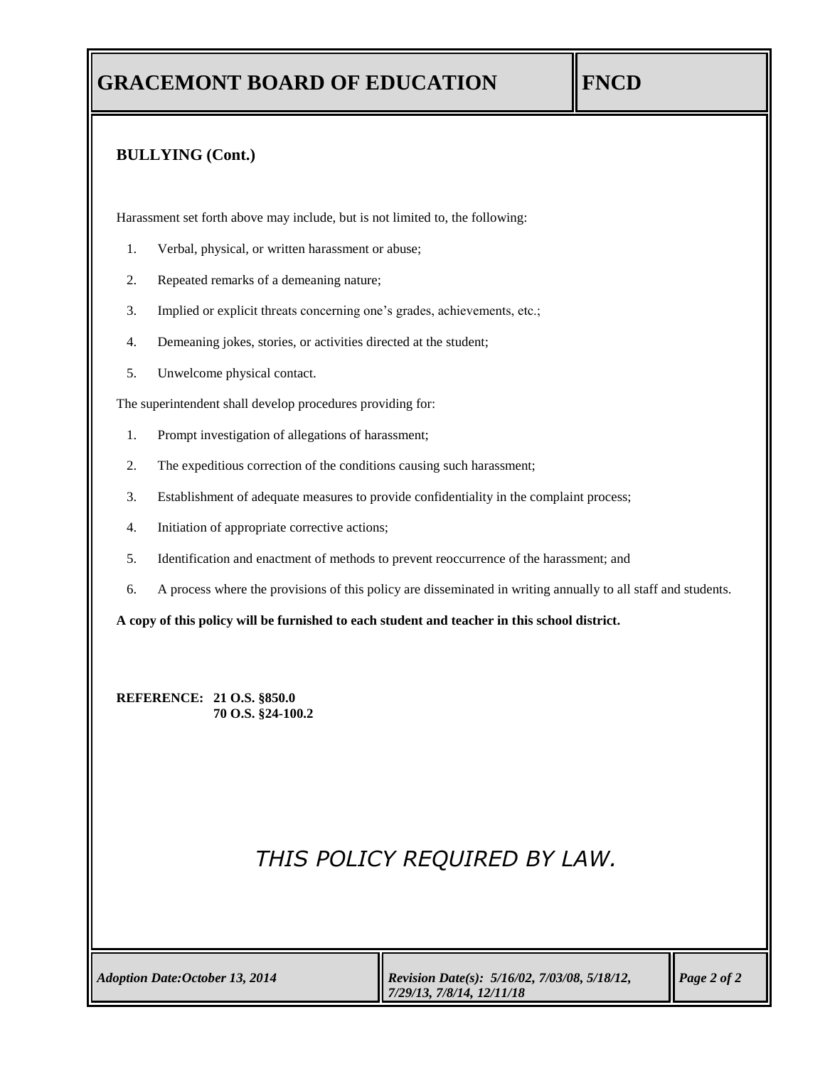## BULLYING (Cont.)

Harassment set forth above may include, but is not limited to, the following:

1. Verbal, physical, or written harassment or abuse;
2. Repeated remarks of a demeaning nature;
3. Implied or explicit threats concerning one's grades, achievements, etc.;
4. Demeaning jokes, stories, or activities directed at the student;
5. Unwelcome physical contact.

The superintendent shall develop procedures providing for:

1. Prompt investigation of allegations of harassment;
2. The expeditious correction of the conditions causing such harassment;
3. Establishment of adequate measures to provide confidentiality in the complaint process;
4. Initiation of appropriate corrective actions;
5. Identification and enactment of methods to prevent reoccurrence of the harassment; and
6. A process where the provisions of this policy are disseminated in writing annually to all staff and students.

**A copy of this policy will be furnished to each student and teacher in this school district.**

**REFERENCE: 21 O.S. §850.0**
**70 O.S. §24-100.2**

*THIS POLICY REQUIRED BY LAW.*

*Adoption Date: October 13, 2014* | *Revision Date(s): 5/16/02, 7/03/08, 5/18/12, 7/29/13, 7/8/14, 12/11/18*